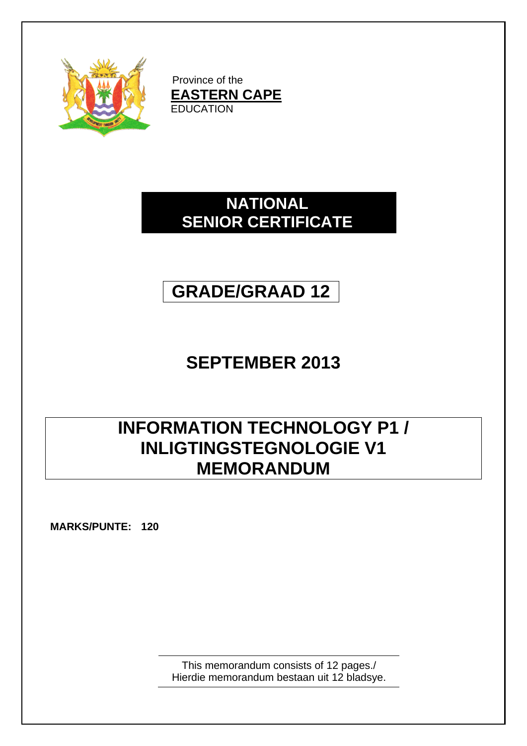Province of the
**EASTERN CAPE**
EDUCATION

# NATIONAL SENIOR CERTIFICATE

## GRADE/GRAAD 12

## SEPTEMBER 2013

# INFORMATION TECHNOLOGY P1 / INLIGTINGSTEGNOLOGIE V1 MEMORANDUM

**MARKS/PUNTE: 120**

This memorandum consists of 12 pages./
Hierdie memorandum bestaan uit 12 bladsye.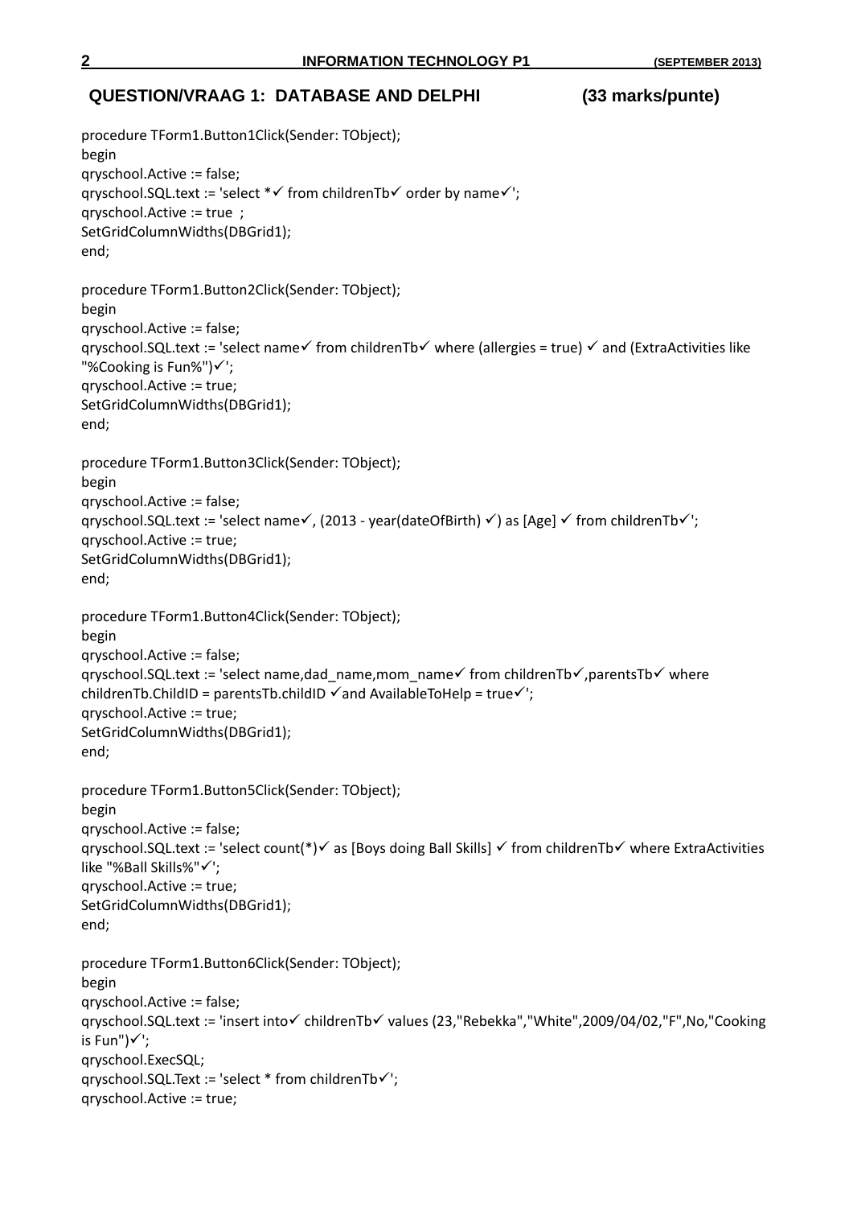## QUESTION/VRAAG 1: DATABASE AND DELPHI (33 marks/punte)

```
procedure TForm1.Button1Click(Sender: TObject);
begin
qryschool.Active := false;
qryschool.SQL.text := 'select *✓ from childrenTb✓ order by name✓';
qryschool.Active := true  ;
SetGridColumnWidths(DBGrid1);
end;

procedure TForm1.Button2Click(Sender: TObject);
begin
qryschool.Active := false;
qryschool.SQL.text := 'select name✓ from childrenTb✓ where (allergies = true) ✓ and (ExtraActivities like
"%Cooking is Fun%")✓';
qryschool.Active := true;
SetGridColumnWidths(DBGrid1);
end;

procedure TForm1.Button3Click(Sender: TObject);
begin
qryschool.Active := false;
qryschool.SQL.text := 'select name✓, (2013 - year(dateOfBirth) ✓) as [Age] ✓ from childrenTb✓';
qryschool.Active := true;
SetGridColumnWidths(DBGrid1);
end;

procedure TForm1.Button4Click(Sender: TObject);
begin
qryschool.Active := false;
qryschool.SQL.text := 'select name,dad_name,mom_name✓ from childrenTb✓,parentsTb✓ where
childrenTb.ChildID = parentsTb.childID ✓and AvailableToHelp = true✓';
qryschool.Active := true;
SetGridColumnWidths(DBGrid1);
end;

procedure TForm1.Button5Click(Sender: TObject);
begin
qryschool.Active := false;
qryschool.SQL.text := 'select count(*)✓ as [Boys doing Ball Skills] ✓ from childrenTb✓ where ExtraActivities
like "%Ball Skills%"✓';
qryschool.Active := true;
SetGridColumnWidths(DBGrid1);
end;

procedure TForm1.Button6Click(Sender: TObject);
begin
qryschool.Active := false;
qryschool.SQL.text := 'insert into✓ childrenTb✓ values (23,"Rebekka","White",2009/04/02,"F",No,"Cooking
is Fun")✓';
qryschool.ExecSQL;
qryschool.SQL.Text := 'select * from childrenTb✓';
qryschool.Active := true;
```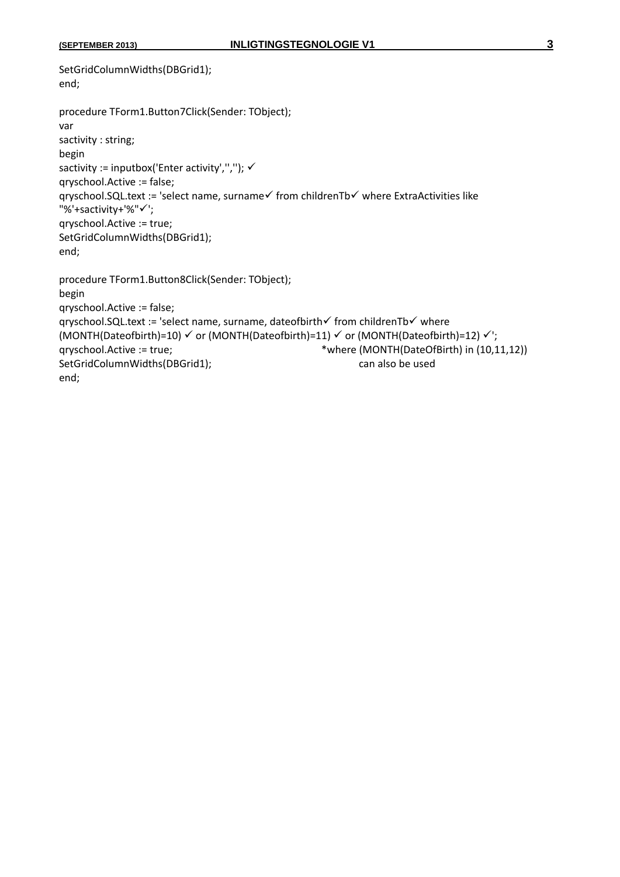```
SetGridColumnWidths(DBGrid1);
end;

procedure TForm1.Button7Click(Sender: TObject);
var
sactivity : string;
begin
sactivity := inputbox('Enter activity','',''); ✓
qryschool.Active := false;
qryschool.SQL.text := 'select name, surname✓ from childrenTb✓ where ExtraActivities like
"%'+sactivity+'%"✓';
qryschool.Active := true;
SetGridColumnWidths(DBGrid1);
end;

procedure TForm1.Button8Click(Sender: TObject);
begin
qryschool.Active := false;
qryschool.SQL.text := 'select name, surname, dateofbirth✓ from childrenTb✓ where
(MONTH(Dateofbirth)=10) ✓ or (MONTH(Dateofbirth)=11) ✓ or (MONTH(Dateofbirth)=12) ✓';
qryschool.Active := true;                       *where (MONTH(DateOfBirth) in (10,11,12))
SetGridColumnWidths(DBGrid1);                          can also be used
end;
```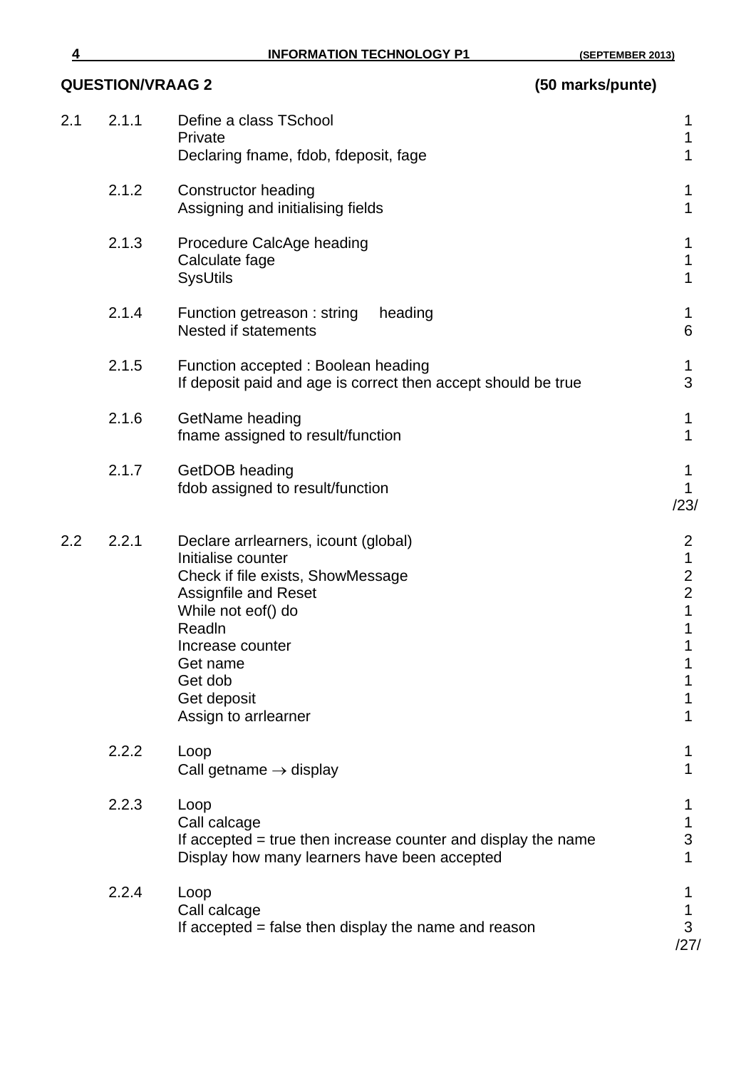## QUESTION/VRAAG 2 (50 marks/punte)

| | | | |
|---|---|---|---|
| 2.1 | 2.1.1 | Define a class TSchool | 1 |
| | | Private | 1 |
| | | Declaring fname, fdob, fdeposit, fage | 1 |
| | 2.1.2 | Constructor heading | 1 |
| | | Assigning and initialising fields | 1 |
| | 2.1.3 | Procedure CalcAge heading | 1 |
| | | Calculate fage | 1 |
| | | SysUtils | 1 |
| | 2.1.4 | Function getreason : string heading | 1 |
| | | Nested if statements | 6 |
| | 2.1.5 | Function accepted : Boolean heading | 1 |
| | | If deposit paid and age is correct then accept should be true | 3 |
| | 2.1.6 | GetName heading | 1 |
| | | fname assigned to result/function | 1 |
| | 2.1.7 | GetDOB heading | 1 |
| | | fdob assigned to result/function | 1 |
| | | | /23/ |
| 2.2 | 2.2.1 | Declare arrlearners, icount (global) | 2 |
| | | Initialise counter | 1 |
| | | Check if file exists, ShowMessage | 2 |
| | | Assignfile and Reset | 2 |
| | | While not eof() do | 1 |
| | | Readln | 1 |
| | | Increase counter | 1 |
| | | Get name | 1 |
| | | Get dob | 1 |
| | | Get deposit | 1 |
| | | Assign to arrlearner | 1 |
| | 2.2.2 | Loop | 1 |
| | | Call getname → display | 1 |
| | 2.2.3 | Loop | 1 |
| | | Call calcage | 1 |
| | | If accepted = true then increase counter and display the name | 3 |
| | | Display how many learners have been accepted | 1 |
| | 2.2.4 | Loop | 1 |
| | | Call calcage | 1 |
| | | If accepted = false then display the name and reason | 3 |
| | | | /27/ |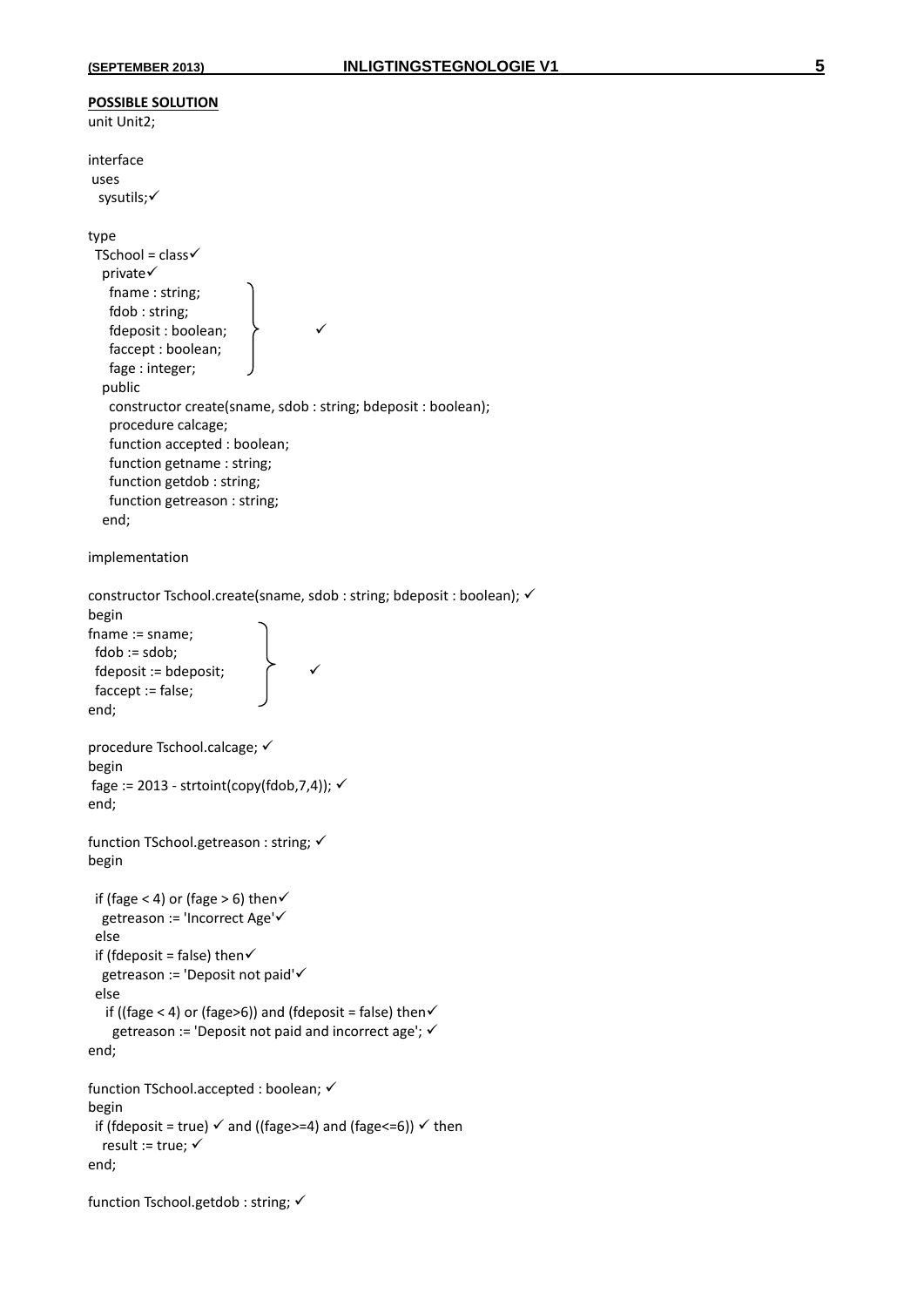**POSSIBLE SOLUTION**

```
unit Unit2;

interface
 uses
  sysutils;✓

type
  TSchool = class✓
   private✓
    fname : string;
    fdob : string;
    fdeposit : boolean;        ✓
    faccept : boolean;
    fage : integer;
   public
    constructor create(sname, sdob : string; bdeposit : boolean);
    procedure calcage;
    function accepted : boolean;
    function getname : string;
    function getdob : string;
    function getreason : string;
   end;

implementation

constructor Tschool.create(sname, sdob : string; bdeposit : boolean); ✓
begin
fname := sname;
 fdob := sdob;
 fdeposit := bdeposit;        ✓
 faccept := false;
end;

procedure Tschool.calcage; ✓
begin
 fage := 2013 - strtoint(copy(fdob,7,4)); ✓
end;

function TSchool.getreason : string; ✓
begin

  if (fage < 4) or (fage > 6) then✓
   getreason := 'Incorrect Age'✓
  else
  if (fdeposit = false) then✓
   getreason := 'Deposit not paid'✓
  else
    if ((fage < 4) or (fage>6)) and (fdeposit = false) then✓
     getreason := 'Deposit not paid and incorrect age'; ✓
end;

function TSchool.accepted : boolean; ✓
begin
  if (fdeposit = true) ✓ and ((fage>=4) and (fage<=6)) ✓ then
   result := true; ✓
end;

function Tschool.getdob : string; ✓
```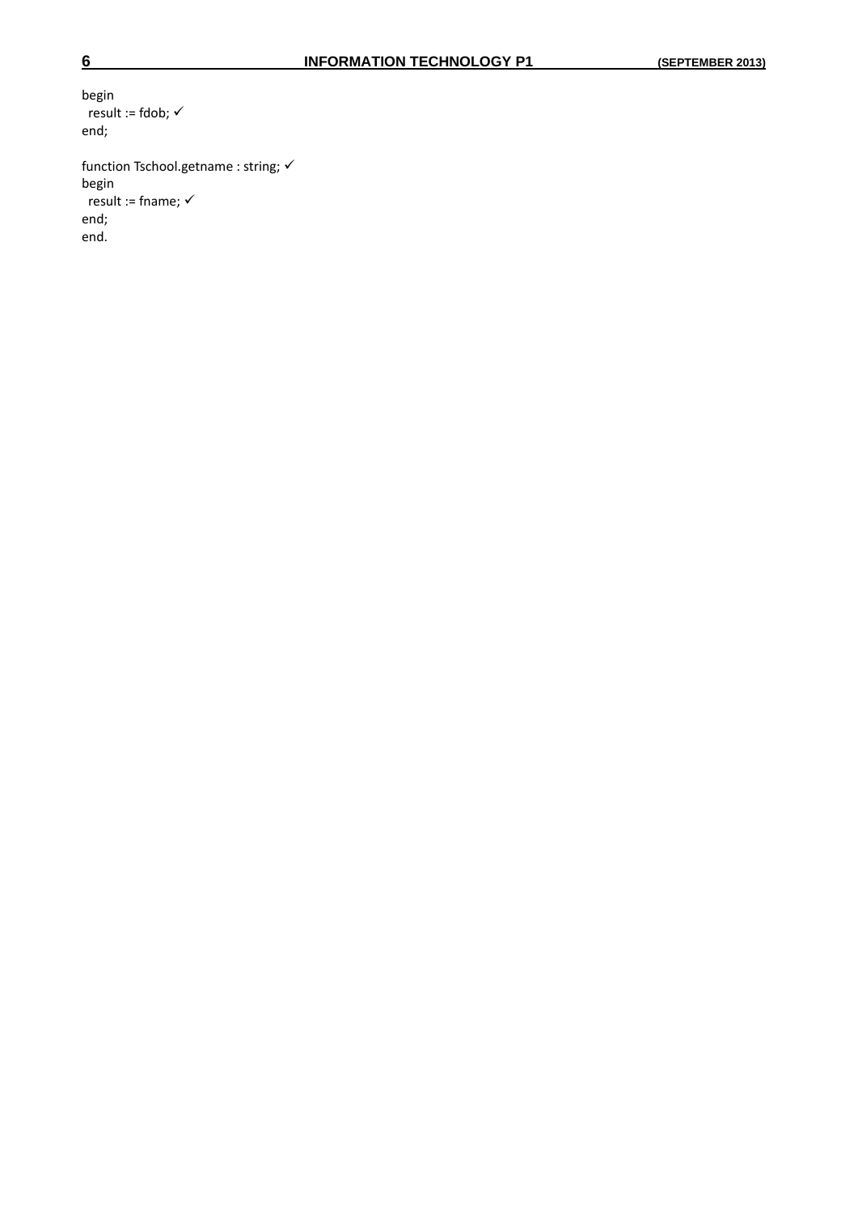```
begin
  result := fdob; ✓
end;

function Tschool.getname : string; ✓
begin
  result := fname; ✓
end;
end.
```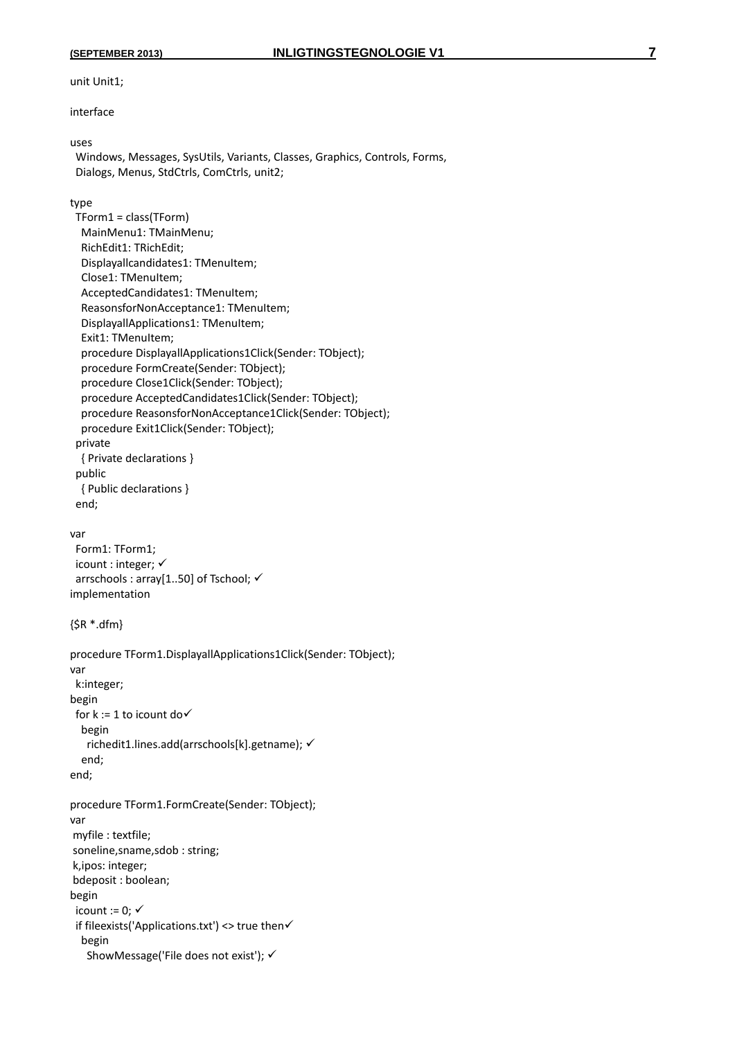```
unit Unit1;

interface

uses
  Windows, Messages, SysUtils, Variants, Classes, Graphics, Controls, Forms,
  Dialogs, Menus, StdCtrls, ComCtrls, unit2;

type
  TForm1 = class(TForm)
    MainMenu1: TMainMenu;
    RichEdit1: TRichEdit;
    Displayallcandidates1: TMenuItem;
    Close1: TMenuItem;
    AcceptedCandidates1: TMenuItem;
    ReasonsforNonAcceptance1: TMenuItem;
    DisplayallApplications1: TMenuItem;
    Exit1: TMenuItem;
    procedure DisplayallApplications1Click(Sender: TObject);
    procedure FormCreate(Sender: TObject);
    procedure Close1Click(Sender: TObject);
    procedure AcceptedCandidates1Click(Sender: TObject);
    procedure ReasonsforNonAcceptance1Click(Sender: TObject);
    procedure Exit1Click(Sender: TObject);
  private
    { Private declarations }
  public
    { Public declarations }
  end;

var
  Form1: TForm1;
  icount : integer; ✓
  arrschools : array[1..50] of Tschool; ✓
implementation

{$R *.dfm}

procedure TForm1.DisplayallApplications1Click(Sender: TObject);
var
  k:integer;
begin
  for k := 1 to icount do✓
    begin
      richedit1.lines.add(arrschools[k].getname); ✓
    end;
end;

procedure TForm1.FormCreate(Sender: TObject);
var
 myfile : textfile;
 soneline,sname,sdob : string;
 k,ipos: integer;
 bdeposit : boolean;
begin
  icount := 0; ✓
  if fileexists('Applications.txt') <> true then✓
    begin
      ShowMessage('File does not exist'); ✓
```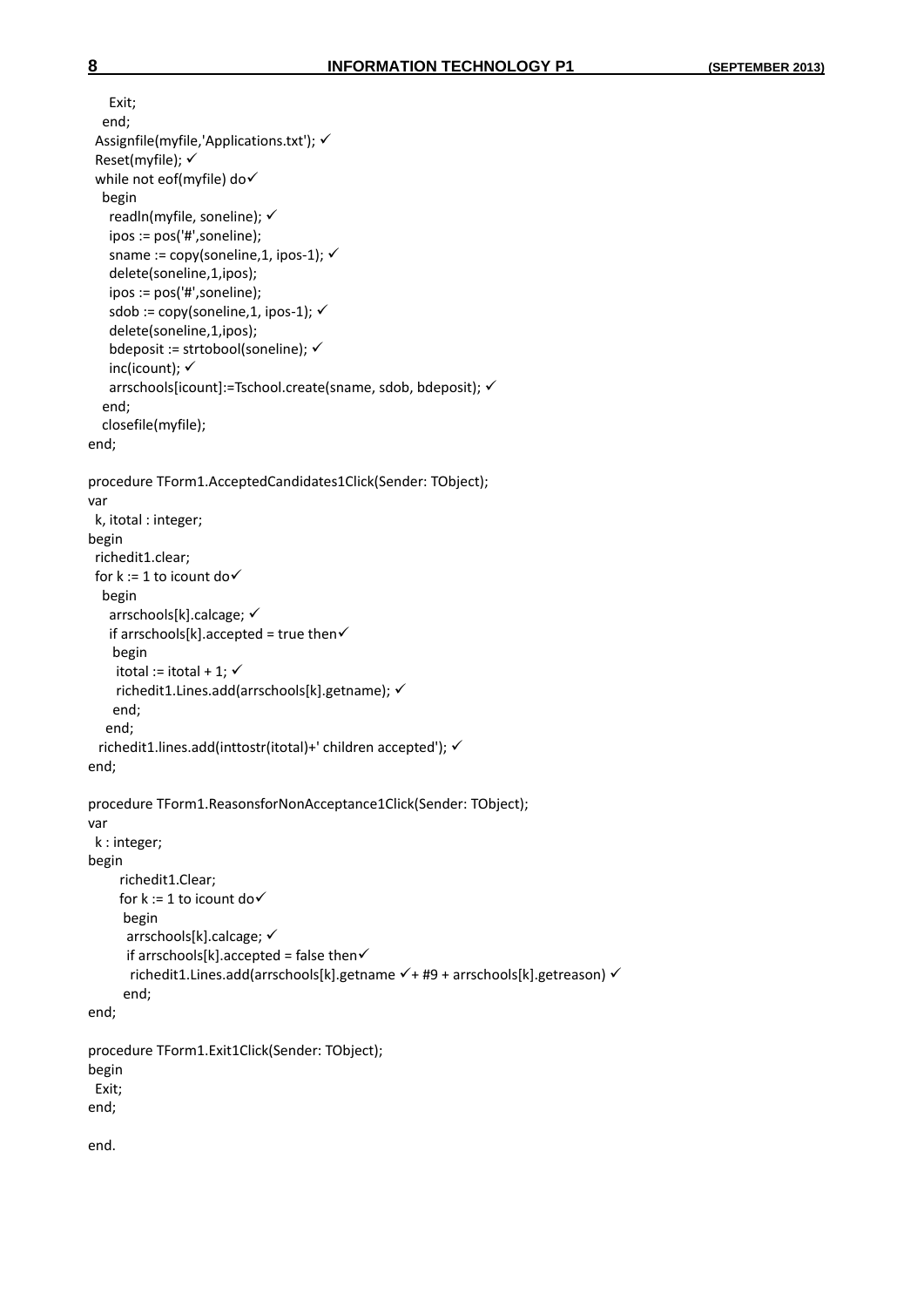```
    Exit;
  end;
 Assignfile(myfile,'Applications.txt'); ✓
 Reset(myfile); ✓
 while not eof(myfile) do✓
  begin
    readln(myfile, soneline); ✓
    ipos := pos('#',soneline);
    sname := copy(soneline,1, ipos-1); ✓
    delete(soneline,1,ipos);
    ipos := pos('#',soneline);
    sdob := copy(soneline,1, ipos-1); ✓
    delete(soneline,1,ipos);
    bdeposit := strtobool(soneline); ✓
    inc(icount); ✓
    arrschools[icount]:=Tschool.create(sname, sdob, bdeposit); ✓
  end;
  closefile(myfile);
end;

procedure TForm1.AcceptedCandidates1Click(Sender: TObject);
var
 k, itotal : integer;
begin
 richedit1.clear;
 for k := 1 to icount do✓
  begin
    arrschools[k].calcage; ✓
    if arrschools[k].accepted = true then✓
     begin
      itotal := itotal + 1; ✓
      richedit1.Lines.add(arrschools[k].getname); ✓
     end;
   end;
  richedit1.lines.add(inttostr(itotal)+' children accepted'); ✓
end;

procedure TForm1.ReasonsforNonAcceptance1Click(Sender: TObject);
var
 k : integer;
begin
      richedit1.Clear;
      for k := 1 to icount do✓
       begin
        arrschools[k].calcage; ✓
        if arrschools[k].accepted = false then✓
         richedit1.Lines.add(arrschools[k].getname ✓+ #9 + arrschools[k].getreason) ✓
       end;
end;

procedure TForm1.Exit1Click(Sender: TObject);
begin
 Exit;
end;

end.
```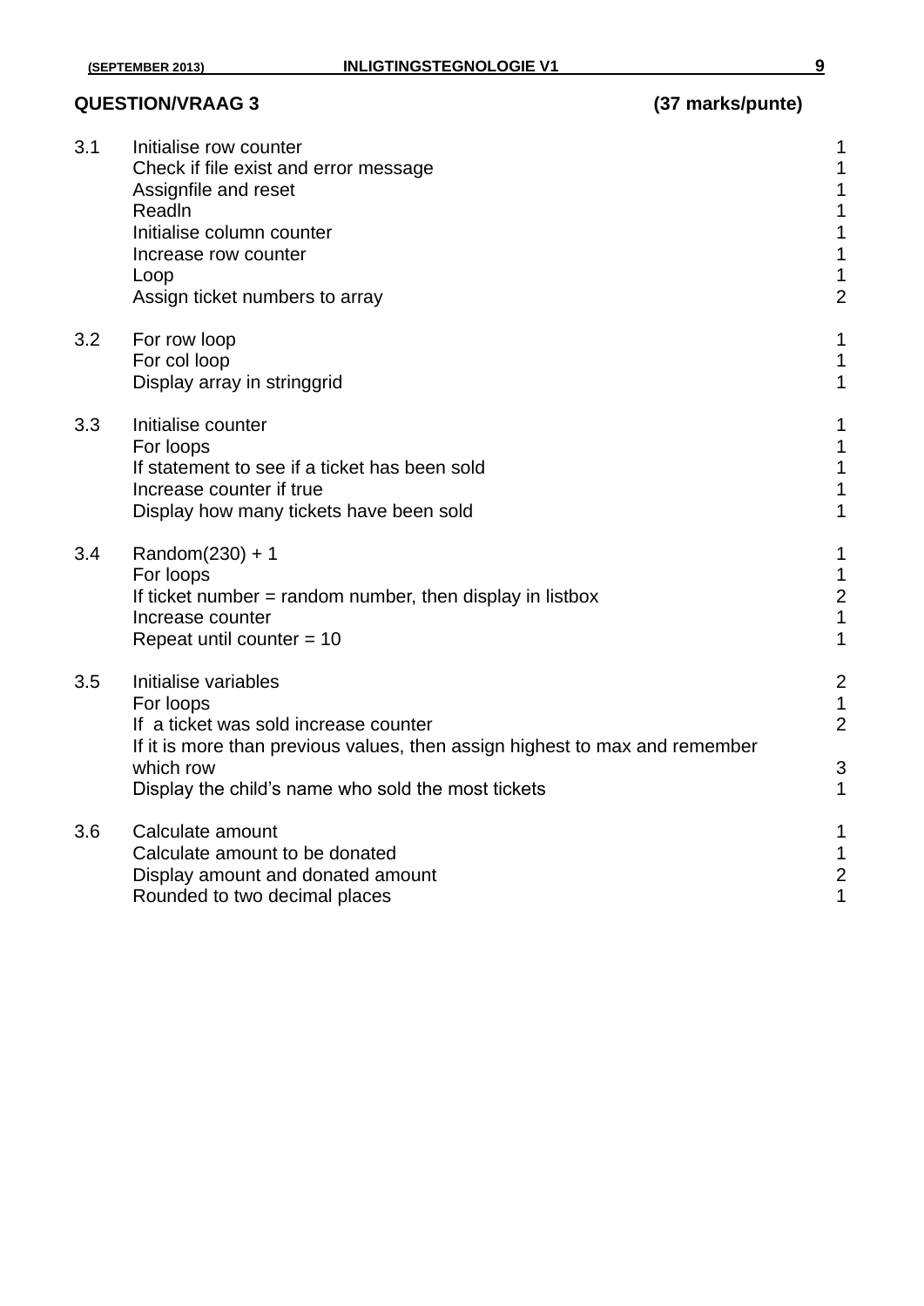**QUESTION/VRAAG 3 (37 marks/punte)**

| | | |
|---|---|---|
| 3.1 | Initialise row counter | 1 |
| | Check if file exist and error message | 1 |
| | Assignfile and reset | 1 |
| | Readln | 1 |
| | Initialise column counter | 1 |
| | Increase row counter | 1 |
| | Loop | 1 |
| | Assign ticket numbers to array | 2 |
| 3.2 | For row loop | 1 |
| | For col loop | 1 |
| | Display array in stringgrid | 1 |
| 3.3 | Initialise counter | 1 |
| | For loops | 1 |
| | If statement to see if a ticket has been sold | 1 |
| | Increase counter if true | 1 |
| | Display how many tickets have been sold | 1 |
| 3.4 | Random(230) + 1 | 1 |
| | For loops | 1 |
| | If ticket number = random number, then display in listbox | 2 |
| | Increase counter | 1 |
| | Repeat until counter = 10 | 1 |
| 3.5 | Initialise variables | 2 |
| | For loops | 1 |
| | If a ticket was sold increase counter | 2 |
| | If it is more than previous values, then assign highest to max and remember which row | 3 |
| | Display the child's name who sold the most tickets | 1 |
| 3.6 | Calculate amount | 1 |
| | Calculate amount to be donated | 1 |
| | Display amount and donated amount | 2 |
| | Rounded to two decimal places | 1 |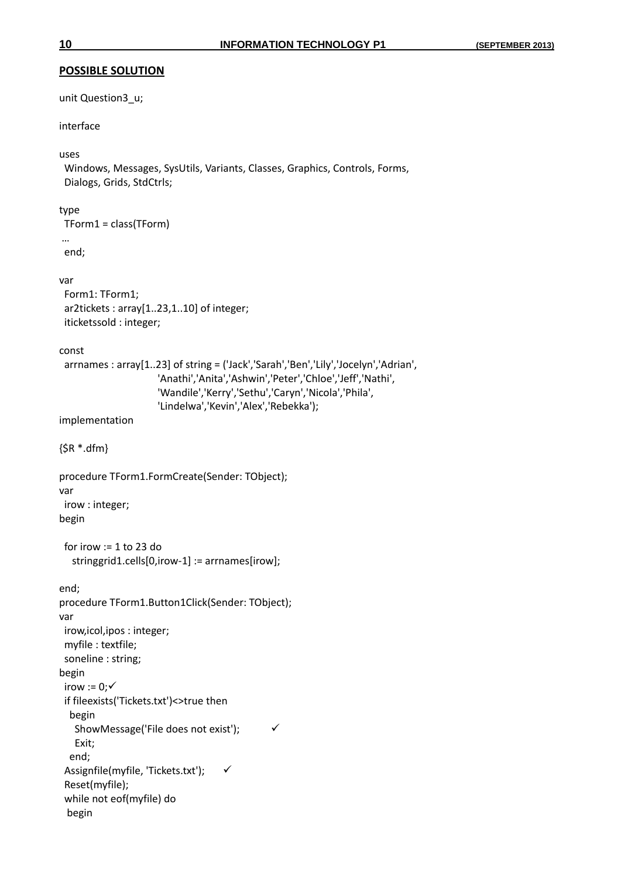**POSSIBLE SOLUTION**

```
unit Question3_u;

interface

uses
  Windows, Messages, SysUtils, Variants, Classes, Graphics, Controls, Forms,
  Dialogs, Grids, StdCtrls;

type
  TForm1 = class(TForm)
 …
  end;

var
  Form1: TForm1;
  ar2tickets : array[1..23,1..10] of integer;
  iticketssold : integer;

const
  arrnames : array[1..23] of string = ('Jack','Sarah','Ben','Lily','Jocelyn','Adrian',
                          'Anathi','Anita','Ashwin','Peter','Chloe','Jeff','Nathi',
                          'Wandile','Kerry','Sethu','Caryn','Nicola','Phila',
                          'Lindelwa','Kevin','Alex','Rebekka');
implementation

{$R *.dfm}

procedure TForm1.FormCreate(Sender: TObject);
var
  irow : integer;
begin

  for irow := 1 to 23 do
     stringgrid1.cells[0,irow-1] := arrnames[irow];

end;
procedure TForm1.Button1Click(Sender: TObject);
var
  irow,icol,ipos : integer;
  myfile : textfile;
  soneline : string;
begin
  irow := 0;✓
  if fileexists('Tickets.txt')<>true then
    begin
     ShowMessage('File does not exist');          ✓
     Exit;
    end;
  Assignfile(myfile, 'Tickets.txt');     ✓
  Reset(myfile);
  while not eof(myfile) do
   begin
```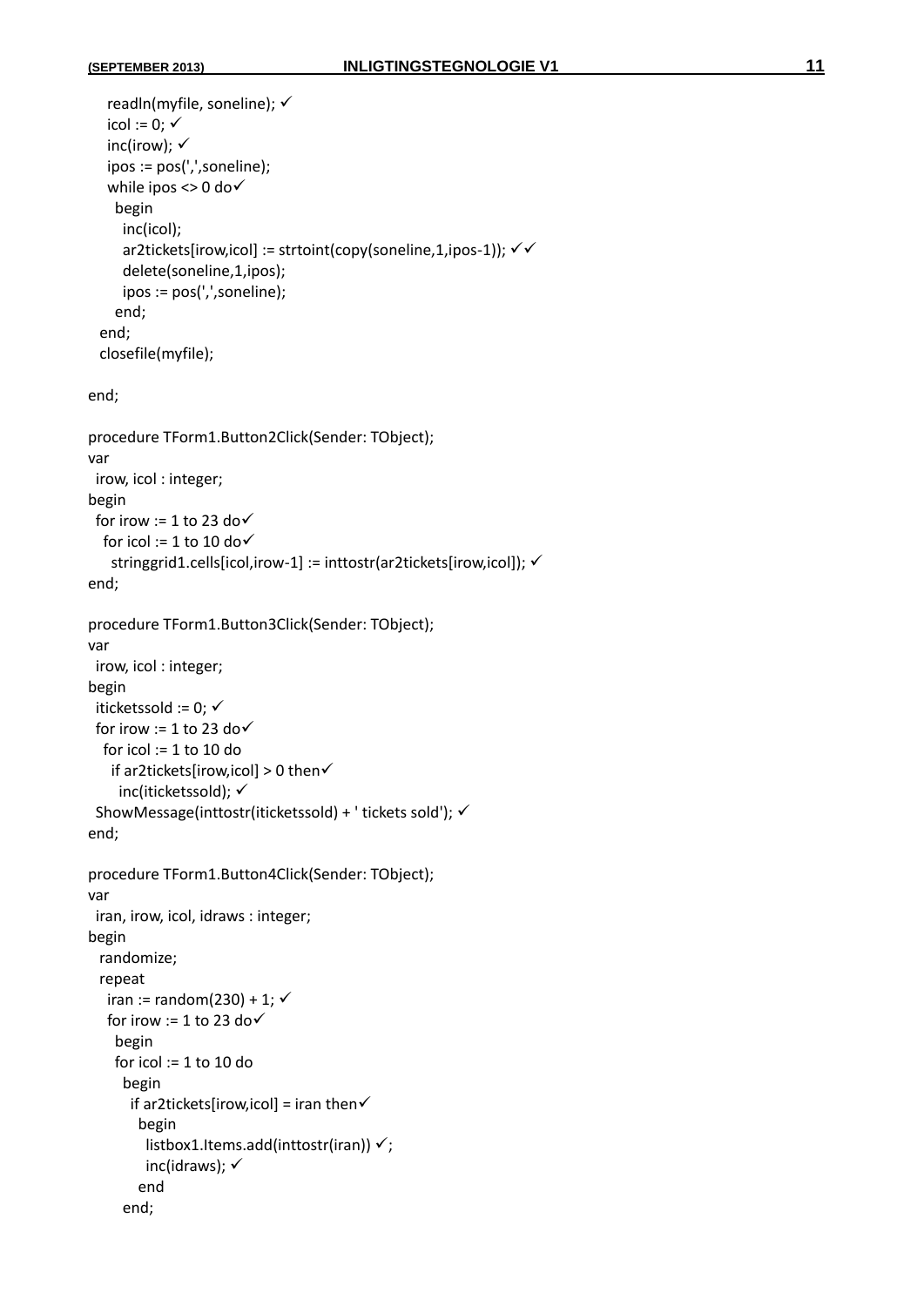```
    readln(myfile, soneline); ✓
    icol := 0; ✓
    inc(irow); ✓
    ipos := pos(',',soneline);
    while ipos <> 0 do✓
      begin
        inc(icol);
        ar2tickets[irow,icol] := strtoint(copy(soneline,1,ipos-1)); ✓✓
        delete(soneline,1,ipos);
        ipos := pos(',',soneline);
      end;
   end;
   closefile(myfile);

end;

procedure TForm1.Button2Click(Sender: TObject);
var
  irow, icol : integer;
begin
  for irow := 1 to 23 do✓
    for icol := 1 to 10 do✓
      stringgrid1.cells[icol,irow-1] := inttostr(ar2tickets[irow,icol]); ✓
end;

procedure TForm1.Button3Click(Sender: TObject);
var
  irow, icol : integer;
begin
  iticketssold := 0; ✓
  for irow := 1 to 23 do✓
    for icol := 1 to 10 do
      if ar2tickets[irow,icol] > 0 then✓
        inc(iticketssold); ✓
  ShowMessage(inttostr(iticketssold) + ' tickets sold'); ✓
end;

procedure TForm1.Button4Click(Sender: TObject);
var
  iran, irow, icol, idraws : integer;
begin
   randomize;
   repeat
     iran := random(230) + 1; ✓
     for irow := 1 to 23 do✓
       begin
       for icol := 1 to 10 do
         begin
           if ar2tickets[irow,icol] = iran then✓
             begin
               listbox1.Items.add(inttostr(iran)) ✓;
               inc(idraws); ✓
             end
         end;
```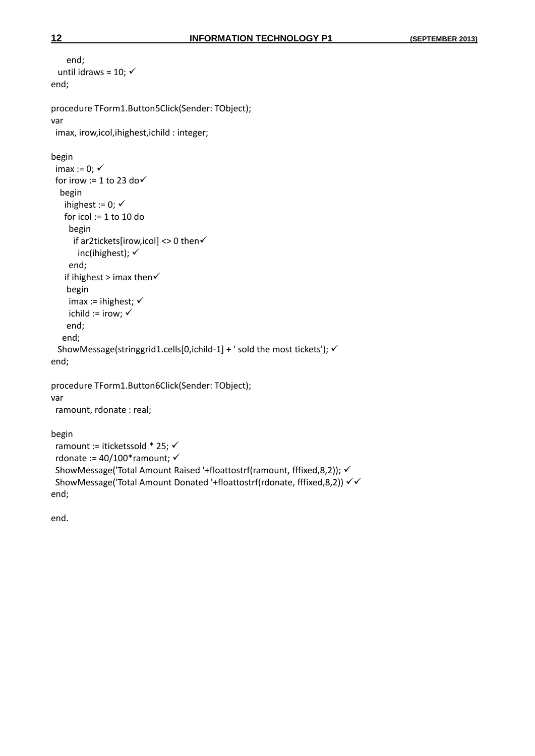```
    end;
  until idraws = 10; ✓
end;

procedure TForm1.Button5Click(Sender: TObject);
var
  imax, irow,icol,ihighest,ichild : integer;

begin
  imax := 0; ✓
  for irow := 1 to 23 do✓
   begin
    ihighest := 0; ✓
    for icol := 1 to 10 do
     begin
      if ar2tickets[irow,icol] <> 0 then✓
       inc(ihighest); ✓
     end;
    if ihighest > imax then✓
     begin
      imax := ihighest; ✓
      ichild := irow; ✓
     end;
   end;
  ShowMessage(stringgrid1.cells[0,ichild-1] + ' sold the most tickets'); ✓
end;

procedure TForm1.Button6Click(Sender: TObject);
var
  ramount, rdonate : real;

begin
  ramount := iticketssold * 25; ✓
  rdonate := 40/100*ramount; ✓
  ShowMessage('Total Amount Raised '+floattostrf(ramount, fffixed,8,2)); ✓
  ShowMessage('Total Amount Donated '+floattostrf(rdonate, fffixed,8,2)) ✓✓
end;

end.
```